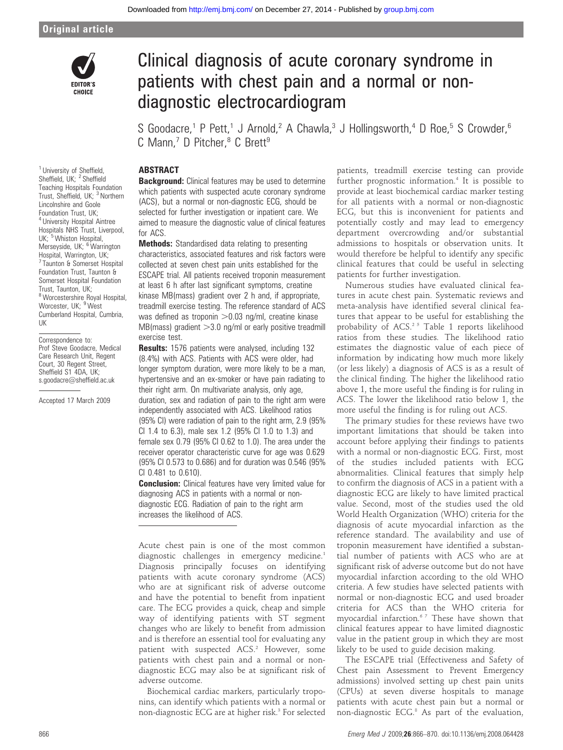Original article

# Clinical diagnosis of acute coronary syndrome in patients with chest pain and a normal or non-diagnostic electrocardiogram

S Goodacre,[1] P Pett,[1] J Arnold,[2] A Chawla,[3] J Hollingsworth,[4] D Roe,[5] S Crowder,[6] C Mann,[7] D Pitcher,[8] C Brett[9]

[1] University of Sheffield, Sheffield, UK; [2] Sheffield Teaching Hospitals Foundation Trust, Sheffield, UK; [3] Northern Lincolnshire and Goole Foundation Trust, UK; [4] University Hospital Aintree Hospitals NHS Trust, Liverpool, UK; [5] Whiston Hospital, Merseyside, UK; [6] Warrington Hospital, Warrington, UK; [7] Taunton & Somerset Hospital Foundation Trust, Taunton & Somerset Hospital Foundation Trust, Taunton, UK; [8] Worcestershire Royal Hospital, Worcester, UK; [9] West Cumberland Hospital, Cumbria, UK

Correspondence to: Prof Steve Goodacre, Medical Care Research Unit, Regent Court, 30 Regent Street, Sheffield S1 4DA, UK; s.goodacre@sheffield.ac.uk

Accepted 17 March 2009

## ABSTRACT

**Background:** Clinical features may be used to determine which patients with suspected acute coronary syndrome (ACS), but a normal or non-diagnostic ECG, should be selected for further investigation or inpatient care. We aimed to measure the diagnostic value of clinical features for ACS.

**Methods:** Standardised data relating to presenting characteristics, associated features and risk factors were collected at seven chest pain units established for the ESCAPE trial. All patients received troponin measurement at least 6 h after last significant symptoms, creatine kinase MB(mass) gradient over 2 h and, if appropriate, treadmill exercise testing. The reference standard of ACS was defined as troponin >0.03 ng/ml, creatine kinase MB(mass) gradient >3.0 ng/ml or early positive treadmill exercise test.

**Results:** 1576 patients were analysed, including 132 (8.4%) with ACS. Patients with ACS were older, had longer symptom duration, were more likely to be a man, hypertensive and an ex-smoker or have pain radiating to their right arm. On multivariate analysis, only age, duration, sex and radiation of pain to the right arm were independently associated with ACS. Likelihood ratios (95% CI) were radiation of pain to the right arm, 2.9 (95% CI 1.4 to 6.3), male sex 1.2 (95% CI 1.0 to 1.3) and female sex 0.79 (95% CI 0.62 to 1.0). The area under the receiver operator characteristic curve for age was 0.629 (95% CI 0.573 to 0.686) and for duration was 0.546 (95% CI 0.481 to 0.610).

**Conclusion:** Clinical features have very limited value for diagnosing ACS in patients with a normal or non-diagnostic ECG. Radiation of pain to the right arm increases the likelihood of ACS.

Acute chest pain is one of the most common diagnostic challenges in emergency medicine.[1] Diagnosis principally focuses on identifying patients with acute coronary syndrome (ACS) who are at significant risk of adverse outcome and have the potential to benefit from inpatient care. The ECG provides a quick, cheap and simple way of identifying patients with ST segment changes who are likely to benefit from admission and is therefore an essential tool for evaluating any patient with suspected ACS.[2] However, some patients with chest pain and a normal or non-diagnostic ECG may also be at significant risk of adverse outcome.

Biochemical cardiac markers, particularly troponins, can identify which patients with a normal or non-diagnostic ECG are at higher risk.[3] For selected patients, treadmill exercise testing can provide further prognostic information.[4] It is possible to provide at least biochemical cardiac marker testing for all patients with a normal or non-diagnostic ECG, but this is inconvenient for patients and potentially costly and may lead to emergency department overcrowding and/or substantial admissions to hospitals or observation units. It would therefore be helpful to identify any specific clinical features that could be useful in selecting patients for further investigation.

Numerous studies have evaluated clinical features in acute chest pain. Systematic reviews and meta-analysis have identified several clinical features that appear to be useful for establishing the probability of ACS.[2 5] Table 1 reports likelihood ratios from these studies. The likelihood ratio estimates the diagnostic value of each piece of information by indicating how much more likely (or less likely) a diagnosis of ACS is as a result of the clinical finding. The higher the likelihood ratio above 1, the more useful the finding is for ruling in ACS. The lower the likelihood ratio below 1, the more useful the finding is for ruling out ACS.

The primary studies for these reviews have two important limitations that should be taken into account before applying their findings to patients with a normal or non-diagnostic ECG. First, most of the studies included patients with ECG abnormalities. Clinical features that simply help to confirm the diagnosis of ACS in a patient with a diagnostic ECG are likely to have limited practical value. Second, most of the studies used the old World Health Organization (WHO) criteria for the diagnosis of acute myocardial infarction as the reference standard. The availability and use of troponin measurement have identified a substantial number of patients with ACS who are at significant risk of adverse outcome but do not have myocardial infarction according to the old WHO criteria. A few studies have selected patients with normal or non-diagnostic ECG and used broader criteria for ACS than the WHO criteria for myocardial infarction.[6 7] These have shown that clinical features appear to have limited diagnostic value in the patient group in which they are most likely to be used to guide decision making.

The ESCAPE trial (Effectiveness and Safety of Chest pain Assessment to Prevent Emergency admissions) involved setting up chest pain units (CPUs) at seven diverse hospitals to manage patients with acute chest pain but a normal or non-diagnostic ECG.[8] As part of the evaluation,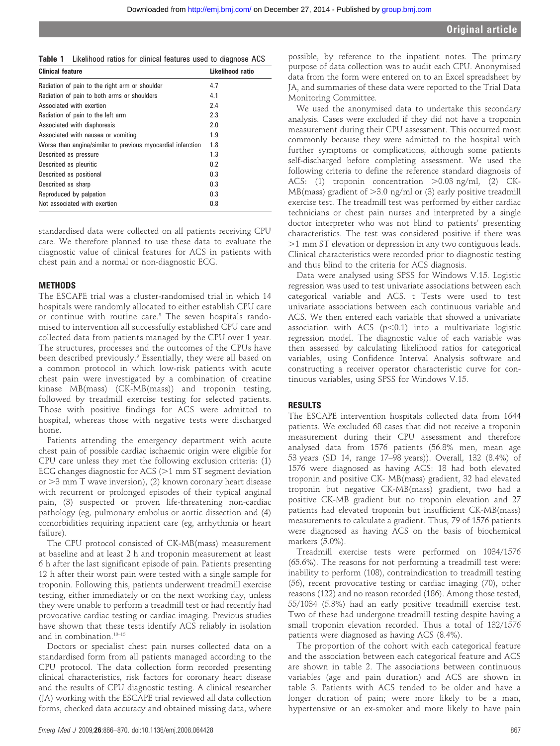**Table 1** Likelihood ratios for clinical features used to diagnose ACS

| Clinical feature | Likelihood ratio |
|---|---|
| Radiation of pain to the right arm or shoulder | 4.7 |
| Radiation of pain to both arms or shoulders | 4.1 |
| Associated with exertion | 2.4 |
| Radiation of pain to the left arm | 2.3 |
| Associated with diaphoresis | 2.0 |
| Associated with nausea or vomiting | 1.9 |
| Worse than angina/similar to previous myocardial infarction | 1.8 |
| Described as pressure | 1.3 |
| Described as pleuritic | 0.2 |
| Described as positional | 0.3 |
| Described as sharp | 0.3 |
| Reproduced by palpation | 0.3 |
| Not associated with exertion | 0.8 |

standardised data were collected on all patients receiving CPU care. We therefore planned to use these data to evaluate the diagnostic value of clinical features for ACS in patients with chest pain and a normal or non-diagnostic ECG.

## METHODS

The ESCAPE trial was a cluster-randomised trial in which 14 hospitals were randomly allocated to either establish CPU care or continue with routine care.[8] The seven hospitals randomised to intervention all successfully established CPU care and collected data from patients managed by the CPU over 1 year. The structures, processes and the outcomes of the CPUs have been described previously.[9] Essentially, they were all based on a common protocol in which low-risk patients with acute chest pain were investigated by a combination of creatine kinase MB(mass) (CK-MB(mass)) and troponin testing, followed by treadmill exercise testing for selected patients. Those with positive findings for ACS were admitted to hospital, whereas those with negative tests were discharged home.

Patients attending the emergency department with acute chest pain of possible cardiac ischaemic origin were eligible for CPU care unless they met the following exclusion criteria: (1) ECG changes diagnostic for ACS (>1 mm ST segment deviation or >3 mm T wave inversion), (2) known coronary heart disease with recurrent or prolonged episodes of their typical anginal pain, (3) suspected or proven life-threatening non-cardiac pathology (eg, pulmonary embolus or aortic dissection and (4) comorbidities requiring inpatient care (eg, arrhythmia or heart failure).

The CPU protocol consisted of CK-MB(mass) measurement at baseline and at least 2 h and troponin measurement at least 6 h after the last significant episode of pain. Patients presenting 12 h after their worst pain were tested with a single sample for troponin. Following this, patients underwent treadmill exercise testing, either immediately or on the next working day, unless they were unable to perform a treadmill test or had recently had provocative cardiac testing or cardiac imaging. Previous studies have shown that these tests identify ACS reliably in isolation and in combination.[10–15]

Doctors or specialist chest pain nurses collected data on a standardised form from all patients managed according to the CPU protocol. The data collection form recorded presenting clinical characteristics, risk factors for coronary heart disease and the results of CPU diagnostic testing. A clinical researcher (JA) working with the ESCAPE trial reviewed all data collection forms, checked data accuracy and obtained missing data, where possible, by reference to the inpatient notes. The primary purpose of data collection was to audit each CPU. Anonymised data from the form were entered on to an Excel spreadsheet by JA, and summaries of these data were reported to the Trial Data Monitoring Committee.

We used the anonymised data to undertake this secondary analysis. Cases were excluded if they did not have a troponin measurement during their CPU assessment. This occurred most commonly because they were admitted to the hospital with further symptoms or complications, although some patients self-discharged before completing assessment. We used the following criteria to define the reference standard diagnosis of ACS: (1) troponin concentration >0.03 ng/ml, (2) CK-MB(mass) gradient of >3.0 ng/ml or (3) early positive treadmill exercise test. The treadmill test was performed by either cardiac technicians or chest pain nurses and interpreted by a single doctor interpreter who was not blind to patients' presenting characteristics. The test was considered positive if there was >1 mm ST elevation or depression in any two contiguous leads. Clinical characteristics were recorded prior to diagnostic testing and thus blind to the criteria for ACS diagnosis.

Data were analysed using SPSS for Windows V.15. Logistic regression was used to test univariate associations between each categorical variable and ACS. t Tests were used to test univariate associations between each continuous variable and ACS. We then entered each variable that showed a univariate association with ACS ($p<0.1$) into a multivariate logistic regression model. The diagnostic value of each variable was then assessed by calculating likelihood ratios for categorical variables, using Confidence Interval Analysis software and constructing a receiver operator characteristic curve for continuous variables, using SPSS for Windows V.15.

## RESULTS

The ESCAPE intervention hospitals collected data from 1644 patients. We excluded 68 cases that did not receive a troponin measurement during their CPU assessment and therefore analysed data from 1576 patients (56.8% men, mean age 53 years (SD 14, range 17–98 years)). Overall, 132 (8.4%) of 1576 were diagnosed as having ACS: 18 had both elevated troponin and positive CK- MB(mass) gradient, 32 had elevated troponin but negative CK-MB(mass) gradient, two had a positive CK-MB gradient but no troponin elevation and 27 patients had elevated troponin but insufficient CK-MB(mass) measurements to calculate a gradient. Thus, 79 of 1576 patients were diagnosed as having ACS on the basis of biochemical markers (5.0%).

Treadmill exercise tests were performed on 1034/1576 (65.6%). The reasons for not performing a treadmill test were: inability to perform (108), contraindication to treadmill testing (56), recent provocative testing or cardiac imaging (70), other reasons (122) and no reason recorded (186). Among those tested, 55/1034 (5.3%) had an early positive treadmill exercise test. Two of these had undergone treadmill testing despite having a small troponin elevation recorded. Thus a total of 132/1576 patients were diagnosed as having ACS (8.4%).

The proportion of the cohort with each categorical feature and the association between each categorical feature and ACS are shown in table 2. The associations between continuous variables (age and pain duration) and ACS are shown in table 3. Patients with ACS tended to be older and have a longer duration of pain; were more likely to be a man, hypertensive or an ex-smoker and more likely to have pain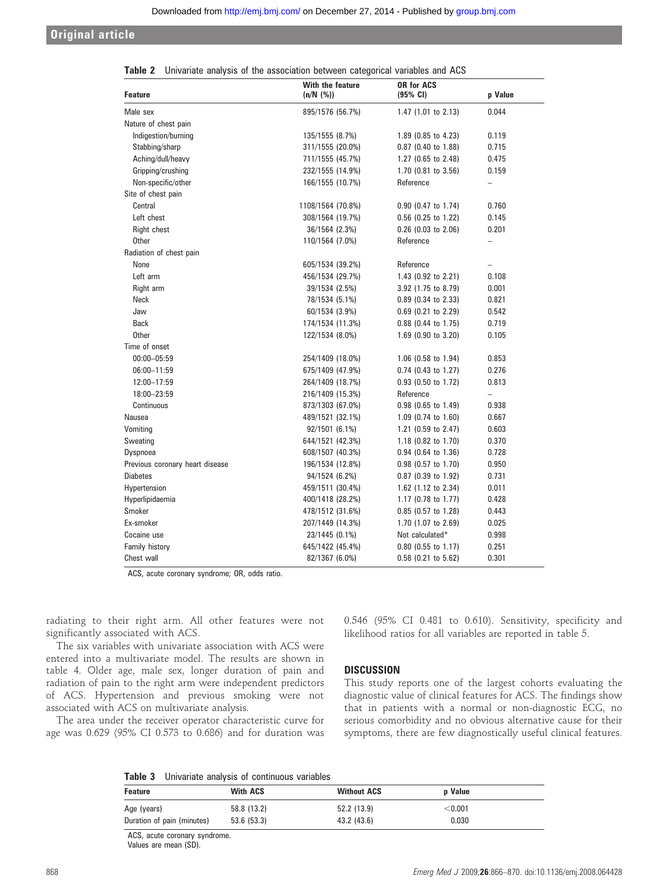**Table 2** Univariate analysis of the association between categorical variables and ACS

| Feature | With the feature (n/N (%)) | OR for ACS (95% CI) | p Value |
|---|---|---|---|
| Male sex | 895/1576 (56.7%) | 1.47 (1.01 to 2.13) | 0.044 |
| Nature of chest pain | | | |
| Indigestion/burning | 135/1555 (8.7%) | 1.89 (0.85 to 4.23) | 0.119 |
| Stabbing/sharp | 311/1555 (20.0%) | 0.87 (0.40 to 1.88) | 0.715 |
| Aching/dull/heavy | 711/1555 (45.7%) | 1.27 (0.65 to 2.48) | 0.475 |
| Gripping/crushing | 232/1555 (14.9%) | 1.70 (0.81 to 3.56) | 0.159 |
| Non-specific/other | 166/1555 (10.7%) | Reference | – |
| Site of chest pain | | | |
| Central | 1108/1564 (70.8%) | 0.90 (0.47 to 1.74) | 0.760 |
| Left chest | 308/1564 (19.7%) | 0.56 (0.25 to 1.22) | 0.145 |
| Right chest | 36/1564 (2.3%) | 0.26 (0.03 to 2.06) | 0.201 |
| Other | 110/1564 (7.0%) | Reference | – |
| Radiation of chest pain | | | |
| None | 605/1534 (39.2%) | Reference | – |
| Left arm | 456/1534 (29.7%) | 1.43 (0.92 to 2.21) | 0.108 |
| Right arm | 39/1534 (2.5%) | 3.92 (1.75 to 8.79) | 0.001 |
| Neck | 78/1534 (5.1%) | 0.89 (0.34 to 2.33) | 0.821 |
| Jaw | 60/1534 (3.9%) | 0.69 (0.21 to 2.29) | 0.542 |
| Back | 174/1534 (11.3%) | 0.88 (0.44 to 1.75) | 0.719 |
| Other | 122/1534 (8.0%) | 1.69 (0.90 to 3.20) | 0.105 |
| Time of onset | | | |
| 00:00–05:59 | 254/1409 (18.0%) | 1.06 (0.58 to 1.94) | 0.853 |
| 06:00–11:59 | 675/1409 (47.9%) | 0.74 (0.43 to 1.27) | 0.276 |
| 12:00–17:59 | 264/1409 (18.7%) | 0.93 (0.50 to 1.72) | 0.813 |
| 18:00–23:59 | 216/1409 (15.3%) | Reference | – |
| Continuous | 873/1303 (67.0%) | 0.98 (0.65 to 1.49) | 0.938 |
| Nausea | 489/1521 (32.1%) | 1.09 (0.74 to 1.60) | 0.667 |
| Vomiting | 92/1501 (6.1%) | 1.21 (0.59 to 2.47) | 0.603 |
| Sweating | 644/1521 (42.3%) | 1.18 (0.82 to 1.70) | 0.370 |
| Dyspnoea | 608/1507 (40.3%) | 0.94 (0.64 to 1.36) | 0.728 |
| Previous coronary heart disease | 196/1534 (12.8%) | 0.98 (0.57 to 1.70) | 0.950 |
| Diabetes | 94/1524 (6.2%) | 0.87 (0.39 to 1.92) | 0.731 |
| Hypertension | 459/1511 (30.4%) | 1.62 (1.12 to 2.34) | 0.011 |
| Hyperlipidaemia | 400/1418 (28.2%) | 1.17 (0.78 to 1.77) | 0.428 |
| Smoker | 478/1512 (31.6%) | 0.85 (0.57 to 1.28) | 0.443 |
| Ex-smoker | 207/1449 (14.3%) | 1.70 (1.07 to 2.69) | 0.025 |
| Cocaine use | 23/1445 (0.1%) | Not calculated* | 0.998 |
| Family history | 645/1422 (45.4%) | 0.80 (0.55 to 1.17) | 0.251 |
| Chest wall | 82/1367 (6.0%) | 0.58 (0.21 to 5.62) | 0.301 |

ACS, acute coronary syndrome; OR, odds ratio.

radiating to their right arm. All other features were not significantly associated with ACS.

The six variables with univariate association with ACS were entered into a multivariate model. The results are shown in table 4. Older age, male sex, longer duration of pain and radiation of pain to the right arm were independent predictors of ACS. Hypertension and previous smoking were not associated with ACS on multivariate analysis.

The area under the receiver operator characteristic curve for age was 0.629 (95% CI 0.573 to 0.686) and for duration was 0.546 (95% CI 0.481 to 0.610). Sensitivity, specificity and likelihood ratios for all variables are reported in table 5.

## DISCUSSION

This study reports one of the largest cohorts evaluating the diagnostic value of clinical features for ACS. The findings show that in patients with a normal or non-diagnostic ECG, no serious comorbidity and no obvious alternative cause for their symptoms, there are few diagnostically useful clinical features.

**Table 3** Univariate analysis of continuous variables

| Feature | With ACS | Without ACS | p Value |
|---|---|---|---|
| Age (years) | 58.8 (13.2) | 52.2 (13.9) | <0.001 |
| Duration of pain (minutes) | 53.6 (53.3) | 43.2 (43.6) | 0.030 |

ACS, acute coronary syndrome.
Values are mean (SD).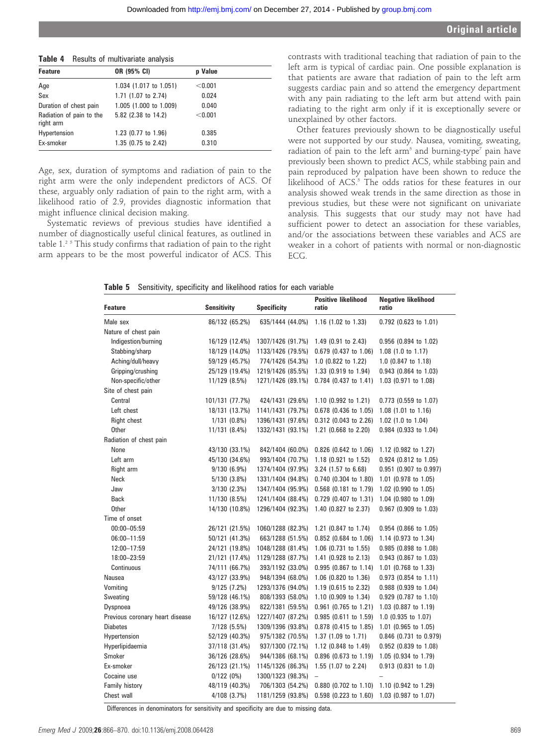**Table 4** Results of multivariate analysis

| Feature | OR (95% CI) | p Value |
|---|---|---|
| Age | 1.034 (1.017 to 1.051) | <0.001 |
| Sex | 1.71 (1.07 to 2.74) | 0.024 |
| Duration of chest pain | 1.005 (1.000 to 1.009) | 0.040 |
| Radiation of pain to the right arm | 5.82 (2.38 to 14.2) | <0.001 |
| Hypertension | 1.23 (0.77 to 1.96) | 0.385 |
| Ex-smoker | 1.35 (0.75 to 2.42) | 0.310 |

Age, sex, duration of symptoms and radiation of pain to the right arm were the only independent predictors of ACS. Of these, arguably only radiation of pain to the right arm, with a likelihood ratio of 2.9, provides diagnostic information that might influence clinical decision making.

Systematic reviews of previous studies have identified a number of diagnostically useful clinical features, as outlined in table 1.[2 5] This study confirms that radiation of pain to the right arm appears to be the most powerful indicator of ACS. This contrasts with traditional teaching that radiation of pain to the left arm is typical of cardiac pain. One possible explanation is that patients are aware that radiation of pain to the left arm suggests cardiac pain and so attend the emergency department with any pain radiating to the left arm but attend with pain radiating to the right arm only if it is exceptionally severe or unexplained by other factors.

Other features previously shown to be diagnostically useful were not supported by our study. Nausea, vomiting, sweating, radiation of pain to the left arm[5] and burning-type[7] pain have previously been shown to predict ACS, while stabbing pain and pain reproduced by palpation have been shown to reduce the likelihood of ACS.[5] The odds ratios for these features in our analysis showed weak trends in the same direction as those in previous studies, but these were not significant on univariate analysis. This suggests that our study may not have had sufficient power to detect an association for these variables, and/or the associations between these variables and ACS are weaker in a cohort of patients with normal or non-diagnostic ECG.

**Table 5** Sensitivity, specificity and likelihood ratios for each variable

| Feature | Sensitivity | Specificity | Positive likelihood ratio | Negative likelihood ratio |
|---|---|---|---|---|
| Male sex | 86/132 (65.2%) | 635/1444 (44.0%) | 1.16 (1.02 to 1.33) | 0.792 (0.623 to 1.01) |
| Nature of chest pain | | | | |
| Indigestion/burning | 16/129 (12.4%) | 1307/1426 (91.7%) | 1.49 (0.91 to 2.43) | 0.956 (0.894 to 1.02) |
| Stabbing/sharp | 18/129 (14.0%) | 1133/1426 (79.5%) | 0.679 (0.437 to 1.06) | 1.08 (1.0 to 1.17) |
| Aching/dull/heavy | 59/129 (45.7%) | 774/1426 (54.3%) | 1.0 (0.822 to 1.22) | 1.0 (0.847 to 1.18) |
| Gripping/crushing | 25/129 (19.4%) | 1219/1426 (85.5%) | 1.33 (0.919 to 1.94) | 0.943 (0.864 to 1.03) |
| Non-specific/other | 11/129 (8.5%) | 1271/1426 (89.1%) | 0.784 (0.437 to 1.41) | 1.03 (0.971 to 1.08) |
| Site of chest pain | | | | |
| Central | 101/131 (77.7%) | 424/1431 (29.6%) | 1.10 (0.992 to 1.21) | 0.773 (0.559 to 1.07) |
| Left chest | 18/131 (13.7%) | 1141/1431 (79.7%) | 0.678 (0.436 to 1.05) | 1.08 (1.01 to 1.16) |
| Right chest | 1/131 (0.8%) | 1396/1431 (97.6%) | 0.312 (0.043 to 2.26) | 1.02 (1.0 to 1.04) |
| Other | 11/131 (8.4%) | 1332/1431 (93.1%) | 1.21 (0.668 to 2.20) | 0.984 (0.933 to 1.04) |
| Radiation of chest pain | | | | |
| None | 43/130 (33.1%) | 842/1404 (60.0%) | 0.826 (0.642 to 1.06) | 1.12 (0.982 to 1.27) |
| Left arm | 45/130 (34.6%) | 993/1404 (70.7%) | 1.18 (0.921 to 1.52) | 0.924 (0.812 to 1.05) |
| Right arm | 9/130 (6.9%) | 1374/1404 (97.9%) | 3.24 (1.57 to 6.68) | 0.951 (0.907 to 0.997) |
| Neck | 5/130 (3.8%) | 1331/1404 (94.8%) | 0.740 (0.304 to 1.80) | 1.01 (0.978 to 1.05) |
| Jaw | 3/130 (2.3%) | 1347/1404 (95.9%) | 0.568 (0.181 to 1.79) | 1.02 (0.990 to 1.05) |
| Back | 11/130 (8.5%) | 1241/1404 (88.4%) | 0.729 (0.407 to 1.31) | 1.04 (0.980 to 1.09) |
| Other | 14/130 (10.8%) | 1296/1404 (92.3%) | 1.40 (0.827 to 2.37) | 0.967 (0.909 to 1.03) |
| Time of onset | | | | |
| 00:00–05:59 | 26/121 (21.5%) | 1060/1288 (82.3%) | 1.21 (0.847 to 1.74) | 0.954 (0.866 to 1.05) |
| 06:00–11:59 | 50/121 (41.3%) | 663/1288 (51.5%) | 0.852 (0.684 to 1.06) | 1.14 (0.973 to 1.34) |
| 12:00–17:59 | 24/121 (19.8%) | 1048/1288 (81.4%) | 1.06 (0.731 to 1.55) | 0.985 (0.898 to 1.08) |
| 18:00–23:59 | 21/121 (17.4%) | 1129/1288 (87.7%) | 1.41 (0.928 to 2.13) | 0.943 (0.867 to 1.03) |
| Continuous | 74/111 (66.7%) | 393/1192 (33.0%) | 0.995 (0.867 to 1.14) | 1.01 (0.768 to 1.33) |
| Nausea | 43/127 (33.9%) | 948/1394 (68.0%) | 1.06 (0.820 to 1.36) | 0.973 (0.854 to 1.11) |
| Vomiting | 9/125 (7.2%) | 1293/1376 (94.0%) | 1.19 (0.615 to 2.32) | 0.988 (0.939 to 1.04) |
| Sweating | 59/128 (46.1%) | 808/1393 (58.0%) | 1.10 (0.909 to 1.34) | 0.929 (0.787 to 1.10) |
| Dyspnoea | 49/126 (38.9%) | 822/1381 (59.5%) | 0.961 (0.765 to 1.21) | 1.03 (0.887 to 1.19) |
| Previous coronary heart disease | 16/127 (12.6%) | 1227/1407 (87.2%) | 0.985 (0.611 to 1.59) | 1.0 (0.935 to 1.07) |
| Diabetes | 7/128 (5.5%) | 1309/1396 (93.8%) | 0.878 (0.415 to 1.85) | 1.01 (0.965 to 1.05) |
| Hypertension | 52/129 (40.3%) | 975/1382 (70.5%) | 1.37 (1.09 to 1.71) | 0.846 (0.731 to 0.979) |
| Hyperlipidaemia | 37/118 (31.4%) | 937/1300 (72.1%) | 1.12 (0.848 to 1.49) | 0.952 (0.839 to 1.08) |
| Smoker | 36/126 (28.6%) | 944/1386 (68.1%) | 0.896 (0.673 to 1.19) | 1.05 (0.934 to 1.79) |
| Ex-smoker | 26/123 (21.1%) | 1145/1326 (86.3%) | 1.55 (1.07 to 2.24) | 0.913 (0.831 to 1.0) |
| Cocaine use | 0/122 (0%) | 1300/1323 (98.3%) | – | – |
| Family history | 48/119 (40.3%) | 706/1303 (54.2%) | 0.880 (0.702 to 1.10) | 1.10 (0.942 to 1.29) |
| Chest wall | 4/108 (3.7%) | 1181/1259 (93.8%) | 0.598 (0.223 to 1.60) | 1.03 (0.987 to 1.07) |

Differences in denominators for sensitivity and specificity are due to missing data.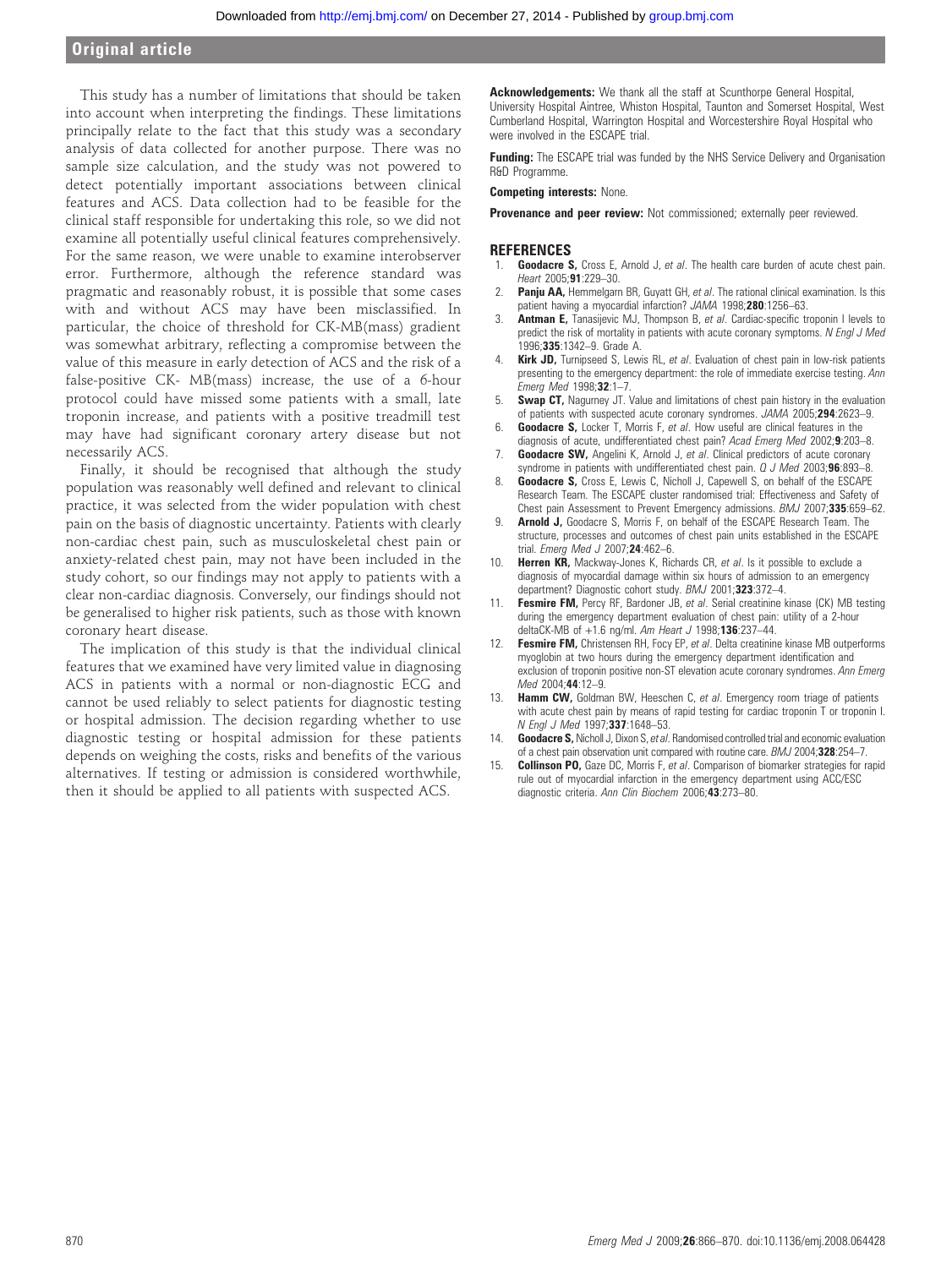This study has a number of limitations that should be taken into account when interpreting the findings. These limitations principally relate to the fact that this study was a secondary analysis of data collected for another purpose. There was no sample size calculation, and the study was not powered to detect potentially important associations between clinical features and ACS. Data collection had to be feasible for the clinical staff responsible for undertaking this role, so we did not examine all potentially useful clinical features comprehensively. For the same reason, we were unable to examine interobserver error. Furthermore, although the reference standard was pragmatic and reasonably robust, it is possible that some cases with and without ACS may have been misclassified. In particular, the choice of threshold for CK-MB(mass) gradient was somewhat arbitrary, reflecting a compromise between the value of this measure in early detection of ACS and the risk of a false-positive CK- MB(mass) increase, the use of a 6-hour protocol could have missed some patients with a small, late troponin increase, and patients with a positive treadmill test may have had significant coronary artery disease but not necessarily ACS.

Finally, it should be recognised that although the study population was reasonably well defined and relevant to clinical practice, it was selected from the wider population with chest pain on the basis of diagnostic uncertainty. Patients with clearly non-cardiac chest pain, such as musculoskeletal chest pain or anxiety-related chest pain, may not have been included in the study cohort, so our findings may not apply to patients with a clear non-cardiac diagnosis. Conversely, our findings should not be generalised to higher risk patients, such as those with known coronary heart disease.

The implication of this study is that the individual clinical features that we examined have very limited value in diagnosing ACS in patients with a normal or non-diagnostic ECG and cannot be used reliably to select patients for diagnostic testing or hospital admission. The decision regarding whether to use diagnostic testing or hospital admission for these patients depends on weighing the costs, risks and benefits of the various alternatives. If testing or admission is considered worthwhile, then it should be applied to all patients with suspected ACS.

**Acknowledgements:** We thank all the staff at Scunthorpe General Hospital, University Hospital Aintree, Whiston Hospital, Taunton and Somerset Hospital, West Cumberland Hospital, Warrington Hospital and Worcestershire Royal Hospital who were involved in the ESCAPE trial.

**Funding:** The ESCAPE trial was funded by the NHS Service Delivery and Organisation R&D Programme.

**Competing interests:** None.

**Provenance and peer review:** Not commissioned; externally peer reviewed.

## REFERENCES

1. **Goodacre S,** Cross E, Arnold J, *et al*. The health care burden of acute chest pain. *Heart* 2005;**91**:229–30.
2. **Panju AA,** Hemmelgarn BR, Guyatt GH, *et al*. The rational clinical examination. Is this patient having a myocardial infarction? *JAMA* 1998;**280**:1256–63.
3. **Antman E,** Tanasijevic MJ, Thompson B, *et al*. Cardiac-specific troponin I levels to predict the risk of mortality in patients with acute coronary symptoms. *N Engl J Med* 1996;**335**:1342–9. Grade A.
4. **Kirk JD,** Turnipseed S, Lewis RL, *et al*. Evaluation of chest pain in low-risk patients presenting to the emergency department: the role of immediate exercise testing. *Ann Emerg Med* 1998;**32**:1–7.
5. **Swap CT,** Nagurney JT. Value and limitations of chest pain history in the evaluation of patients with suspected acute coronary syndromes. *JAMA* 2005;**294**:2623–9.
6. **Goodacre S,** Locker T, Morris F, *et al*. How useful are clinical features in the diagnosis of acute, undifferentiated chest pain? *Acad Emerg Med* 2002;**9**:203–8.
7. **Goodacre SW,** Angelini K, Arnold J, *et al*. Clinical predictors of acute coronary syndrome in patients with undifferentiated chest pain. *Q J Med* 2003;**96**:893–8.
8. **Goodacre S,** Cross E, Lewis C, Nicholl J, Capewell S, on behalf of the ESCAPE Research Team. The ESCAPE cluster randomised trial: Effectiveness and Safety of Chest pain Assessment to Prevent Emergency admissions. *BMJ* 2007;**335**:659–62.
9. **Arnold J,** Goodacre S, Morris F, on behalf of the ESCAPE Research Team. The structure, processes and outcomes of chest pain units established in the ESCAPE trial. *Emerg Med J* 2007;**24**:462–6.
10. **Herren KR,** Mackway-Jones K, Richards CR, *et al*. Is it possible to exclude a diagnosis of myocardial damage within six hours of admission to an emergency department? Diagnostic cohort study. *BMJ* 2001;**323**:372–4.
11. **Fesmire FM,** Percy RF, Bardoner JB, *et al*. Serial creatinine kinase (CK) MB testing during the emergency department evaluation of chest pain: utility of a 2-hour deltaCK-MB of +1.6 ng/ml. *Am Heart J* 1998;**136**:237–44.
12. **Fesmire FM,** Christensen RH, Focy EP, *et al*. Delta creatinine kinase MB outperforms myoglobin at two hours during the emergency department identification and exclusion of troponin positive non-ST elevation acute coronary syndromes. *Ann Emerg Med* 2004;**44**:12–9.
13. **Hamm CW,** Goldman BW, Heeschen C, *et al*. Emergency room triage of patients with acute chest pain by means of rapid testing for cardiac troponin T or troponin I. *N Engl J Med* 1997;**337**:1648–53.
14. **Goodacre S,** Nicholl J, Dixon S, *et al*. Randomised controlled trial and economic evaluation of a chest pain observation unit compared with routine care. *BMJ* 2004;**328**:254–7.
15. **Collinson PO,** Gaze DC, Morris F, *et al*. Comparison of biomarker strategies for rapid rule out of myocardial infarction in the emergency department using ACC/ESC diagnostic criteria. *Ann Clin Biochem* 2006;**43**:273–80.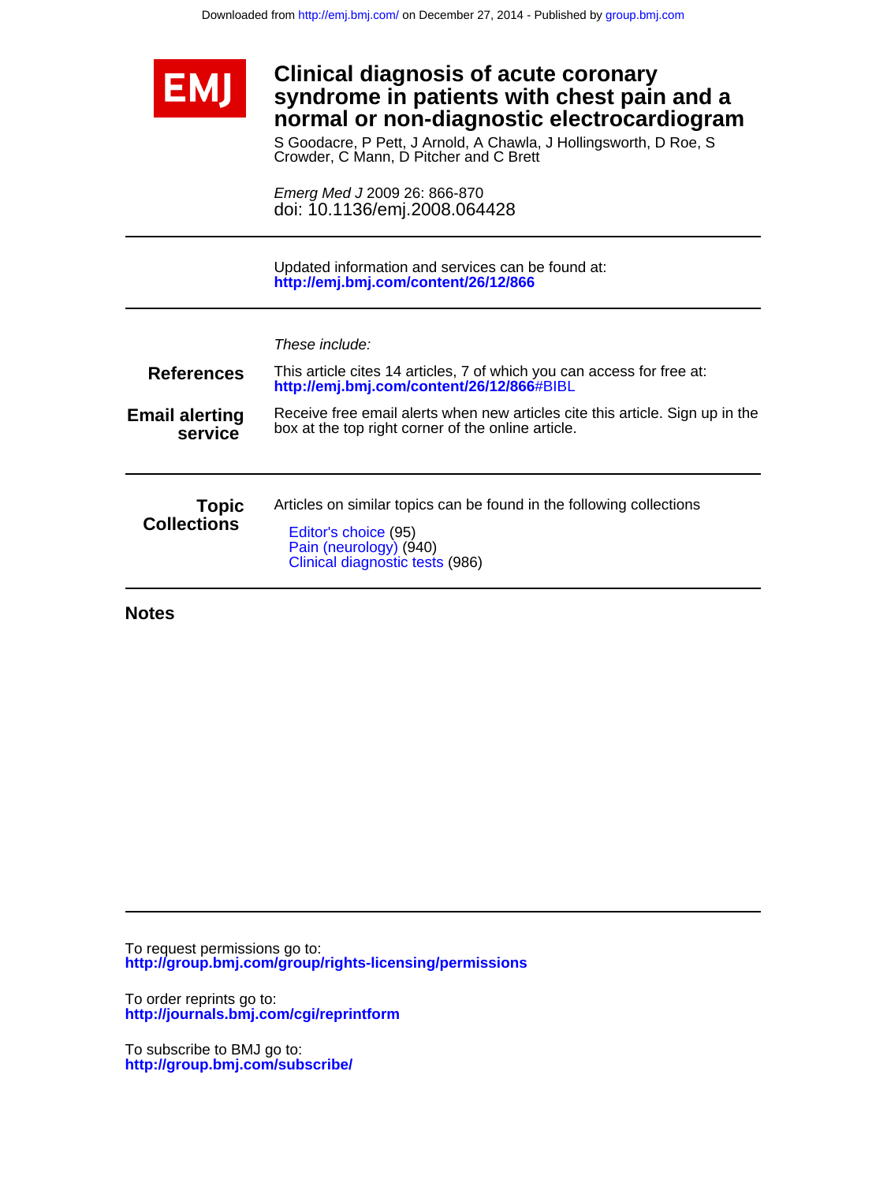Downloaded from http://emj.bmj.com/ on December 27, 2014 - Published by group.bmj.com

EMJ

# Clinical diagnosis of acute coronary syndrome in patients with chest pain and a normal or non-diagnostic electrocardiogram

S Goodacre, P Pett, J Arnold, A Chawla, J Hollingsworth, D Roe, S Crowder, C Mann, D Pitcher and C Brett

*Emerg Med J* 2009 26: 866-870
doi: 10.1136/emj.2008.064428

Updated information and services can be found at:
**http://emj.bmj.com/content/26/12/866**

*These include:*

**References**

This article cites 14 articles, 7 of which you can access for free at:
**http://emj.bmj.com/content/26/12/866**#BIBL

**Email alerting service**

Receive free email alerts when new articles cite this article. Sign up in the box at the top right corner of the online article.

**Topic Collections**

Articles on similar topics can be found in the following collections

- Editor's choice (95)
- Pain (neurology) (940)
- Clinical diagnostic tests (986)

## Notes

To request permissions go to:
**http://group.bmj.com/group/rights-licensing/permissions**

To order reprints go to:
**http://journals.bmj.com/cgi/reprintform**

To subscribe to BMJ go to:
**http://group.bmj.com/subscribe/**